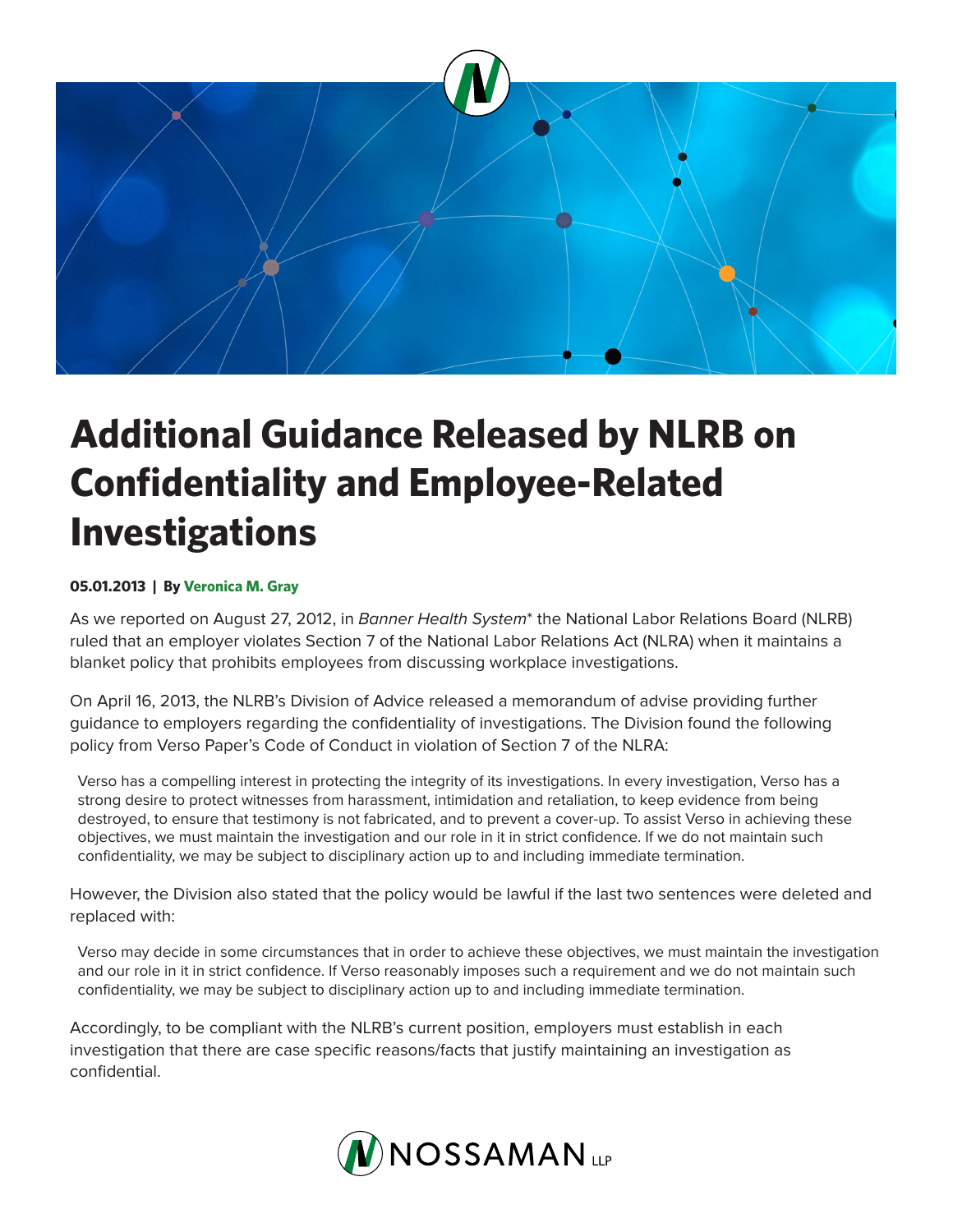# Additional Guidance Released by NLRB on Confidentiality and Employee-Related Investigations

**05.01.2013 | By Veronica M. Gray**

As we reported on August 27, 2012, in *Banner Health System** the National Labor Relations Board (NLRB) ruled that an employer violates Section 7 of the National Labor Relations Act (NLRA) when it maintains a blanket policy that prohibits employees from discussing workplace investigations.

On April 16, 2013, the NLRB's Division of Advice released a memorandum of advise providing further guidance to employers regarding the confidentiality of investigations. The Division found the following policy from Verso Paper's Code of Conduct in violation of Section 7 of the NLRA:

> Verso has a compelling interest in protecting the integrity of its investigations. In every investigation, Verso has a strong desire to protect witnesses from harassment, intimidation and retaliation, to keep evidence from being destroyed, to ensure that testimony is not fabricated, and to prevent a cover-up. To assist Verso in achieving these objectives, we must maintain the investigation and our role in it in strict confidence. If we do not maintain such confidentiality, we may be subject to disciplinary action up to and including immediate termination.

However, the Division also stated that the policy would be lawful if the last two sentences were deleted and replaced with:

> Verso may decide in some circumstances that in order to achieve these objectives, we must maintain the investigation and our role in it in strict confidence. If Verso reasonably imposes such a requirement and we do not maintain such confidentiality, we may be subject to disciplinary action up to and including immediate termination.

Accordingly, to be compliant with the NLRB's current position, employers must establish in each investigation that there are case specific reasons/facts that justify maintaining an investigation as confidential.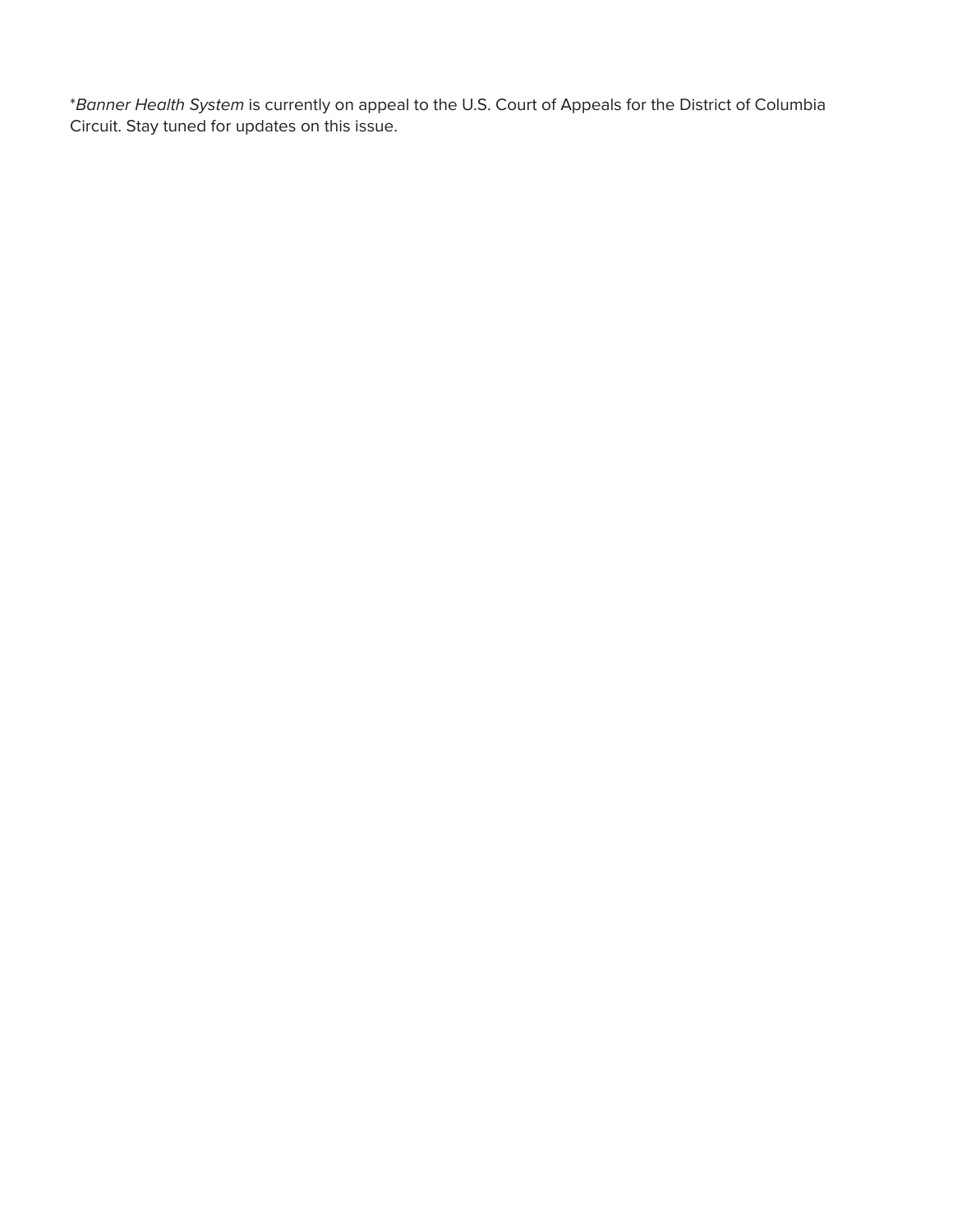**Banner Health System* is currently on appeal to the U.S. Court of Appeals for the District of Columbia Circuit. Stay tuned for updates on this issue.